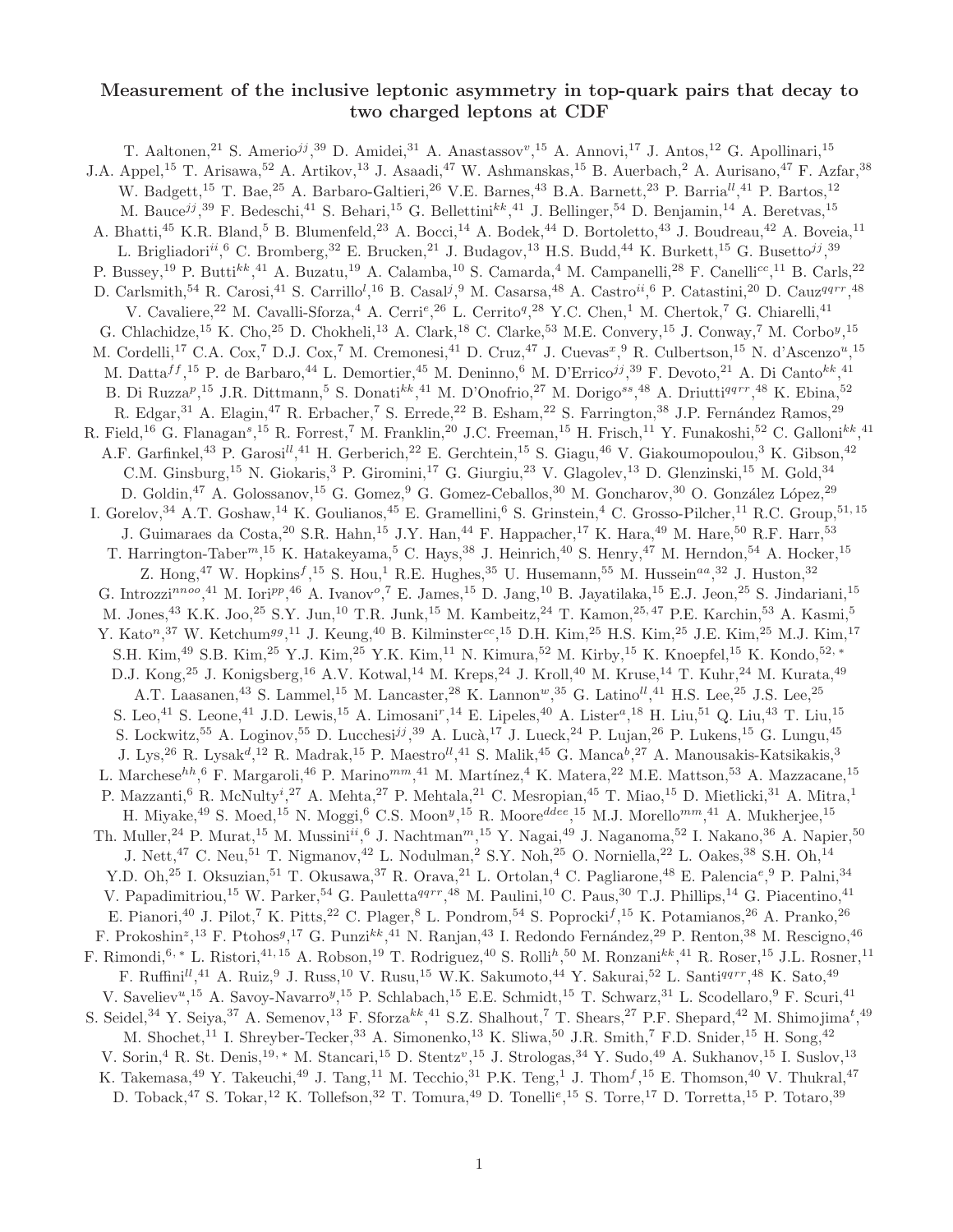# Measurement of the inclusive leptonic asymmetry in top-quark pairs that decay to two charged leptons at CDF

T. Aaltonen,[21] S. Amerio[jj],[39] D. Amidei,[31] A. Anastassov[v],[15] A. Annovi,[17] J. Antos,[12] G. Apollinari,[15] J.A. Appel,[15] T. Arisawa,[52] A. Artikov,[13] J. Asaadi,[47] W. Ashmanskas,[15] B. Auerbach,[2] A. Aurisano,[47] F. Azfar,[38] W. Badgett,[15] T. Bae,[25] A. Barbaro-Galtieri,[26] V.E. Barnes,[43] B.A. Barnett,[23] P. Barria[ll],[41] P. Bartos,[12] M. Bauce[jj],[39] F. Bedeschi,[41] S. Behari,[15] G. Bellettini[kk],[41] J. Bellinger,[54] D. Benjamin,[14] A. Beretvas,[15] A. Bhatti,[45] K.R. Bland,[5] B. Blumenfeld,[23] A. Bocci,[14] A. Bodek,[44] D. Bortoletto,[43] J. Boudreau,[42] A. Boveia,[11] L. Brigliadori[ii],[6] C. Bromberg,[32] E. Brucken,[21] J. Budagov,[13] H.S. Budd,[44] K. Burkett,[15] G. Busetto[jj],[39] P. Bussey,[19] P. Butti[kk],[41] A. Buzatu,[19] A. Calamba,[10] S. Camarda,[4] M. Campanelli,[28] F. Canelli[cc],[11] B. Carls,[22] D. Carlsmith,[54] R. Carosi,[41] S. Carrillo[l],[16] B. Casal[j],[9] M. Casarsa,[48] A. Castro[ii],[6] P. Catastini,[20] D. Cauz[qqrr],[48] V. Cavaliere,[22] M. Cavalli-Sforza,[4] A. Cerri[e],[26] L. Cerrito[q],[28] Y.C. Chen,[1] M. Chertok,[7] G. Chiarelli,[41] G. Chlachidze,[15] K. Cho,[25] D. Chokheli,[13] A. Clark,[18] C. Clarke,[53] M.E. Convery,[15] J. Conway,[7] M. Corbo[y],[15] M. Cordelli,[17] C.A. Cox,[7] D.J. Cox,[7] M. Cremonesi,[41] D. Cruz,[47] J. Cuevas[x],[9] R. Culbertson,[15] N. d'Ascenzo[u],[15] M. Datta[ff],[15] P. de Barbaro,[44] L. Demortier,[45] M. Deninno,[6] M. D'Errico[jj],[39] F. Devoto,[21] A. Di Canto[kk],[41] B. Di Ruzza[p],[15] J.R. Dittmann,[5] S. Donati[kk],[41] M. D'Onofrio,[27] M. Dorigo[ss],[48] A. Driutti[qqrr],[48] K. Ebina,[52] R. Edgar,[31] A. Elagin,[47] R. Erbacher,[7] S. Errede,[22] B. Esham,[22] S. Farrington,[38] J.P. Fernández Ramos,[29] R. Field,[16] G. Flanagan[s],[15] R. Forrest,[7] M. Franklin,[20] J.C. Freeman,[15] H. Frisch,[11] Y. Funakoshi,[52] C. Galloni[kk],[41] A.F. Garfinkel,[43] P. Garosi[ll],[41] H. Gerberich,[22] E. Gerchtein,[15] S. Giagu,[46] V. Giakoumopoulou,[3] K. Gibson,[42] C.M. Ginsburg,[15] N. Giokaris,[3] P. Giromini,[17] G. Giurgiu,[23] V. Glagolev,[13] D. Glenzinski,[15] M. Gold,[34] D. Goldin,[47] A. Golossanov,[15] G. Gomez,[9] G. Gomez-Ceballos,[30] M. Goncharov,[30] O. González López,[29] I. Gorelov,[34] A.T. Goshaw,[14] K. Goulianos,[45] E. Gramellini,[6] S. Grinstein,[4] C. Grosso-Pilcher,[11] R.C. Group,[51,15] J. Guimaraes da Costa,[20] S.R. Hahn,[15] J.Y. Han,[44] F. Happacher,[17] K. Hara,[49] M. Hare,[50] R.F. Harr,[53] T. Harrington-Taber[m],[15] K. Hatakeyama,[5] C. Hays,[38] J. Heinrich,[40] S. Henry,[47] M. Herndon,[54] A. Hocker,[15] Z. Hong,[47] W. Hopkins[f],[15] S. Hou,[1] R.E. Hughes,[35] U. Husemann,[55] M. Hussein[aa],[32] J. Huston,[32] G. Introzzi[nnoo],[41] M. Iori[pp],[46] A. Ivanov[o],[7] E. James,[15] D. Jang,[10] B. Jayatilaka,[15] E.J. Jeon,[25] S. Jindariani,[15] M. Jones,[43] K.K. Joo,[25] S.Y. Jun,[10] T.R. Junk,[15] M. Kambeitz,[24] T. Kamon,[25,47] P.E. Karchin,[53] A. Kasmi,[5] Y. Kato[n],[37] W. Ketchum[gg],[11] J. Keung,[40] B. Kilminster[cc],[15] D.H. Kim,[25] H.S. Kim,[25] J.E. Kim,[25] M.J. Kim,[17] S.H. Kim,[49] S.B. Kim,[25] Y.J. Kim,[25] Y.K. Kim,[11] N. Kimura,[52] M. Kirby,[15] K. Knoepfel,[15] K. Kondo,[52,*] D.J. Kong,[25] J. Konigsberg,[16] A.V. Kotwal,[14] M. Kreps,[24] J. Kroll,[40] M. Kruse,[14] T. Kuhr,[24] M. Kurata,[49] A.T. Laasanen,[43] S. Lammel,[15] M. Lancaster,[28] K. Lannon[w],[35] G. Latino[ll],[41] H.S. Lee,[25] J.S. Lee,[25] S. Leo,[41] S. Leone,[41] J.D. Lewis,[15] A. Limosani[r],[14] E. Lipeles,[40] A. Lister[a],[18] H. Liu,[51] Q. Liu,[43] T. Liu,[15] S. Lockwitz,[55] A. Loginov,[55] D. Lucchesi[jj],[39] A. Lucà,[17] J. Lueck,[24] P. Lujan,[26] P. Lukens,[15] G. Lungu,[45] J. Lys,[26] R. Lysak[d],[12] R. Madrak,[15] P. Maestro[ll],[41] S. Malik,[45] G. Manca[b],[27] A. Manousakis-Katsikakis,[3] L. Marchese[hh],[6] F. Margaroli,[46] P. Marino[mm],[41] M. Martínez,[4] K. Matera,[22] M.E. Mattson,[53] A. Mazzacane,[15] P. Mazzanti,[6] R. McNulty[i],[27] A. Mehta,[27] P. Mehtala,[21] C. Mesropian,[45] T. Miao,[15] D. Mietlicki,[31] A. Mitra,[1] H. Miyake,[49] S. Moed,[15] N. Moggi,[6] C.S. Moon[y],[15] R. Moore[ddee],[15] M.J. Morello[mm],[41] A. Mukherjee,[15] Th. Muller,[24] P. Murat,[15] M. Mussini[ii],[6] J. Nachtman[m],[15] Y. Nagai,[49] J. Naganoma,[52] I. Nakano,[36] A. Napier,[50] J. Nett,[47] C. Neu,[51] T. Nigmanov,[42] L. Nodulman,[2] S.Y. Noh,[25] O. Norniella,[22] L. Oakes,[38] S.H. Oh,[14] Y.D. Oh,[25] I. Oksuzian,[51] T. Okusawa,[37] R. Orava,[21] L. Ortolan,[4] C. Pagliarone,[48] E. Palencia[e],[9] P. Palni,[34] V. Papadimitriou,[15] W. Parker,[54] G. Pauletta[qqrr],[48] M. Paulini,[10] C. Paus,[30] T.J. Phillips,[14] G. Piacentino,[41] E. Pianori,[40] J. Pilot,[7] K. Pitts,[22] C. Plager,[8] L. Pondrom,[54] S. Poprocki[f],[15] K. Potamianos,[26] A. Pranko,[26] F. Prokoshin[z],[13] F. Ptohos[g],[17] G. Punzi[kk],[41] N. Ranjan,[43] I. Redondo Fernández,[29] P. Renton,[38] M. Rescigno,[46] F. Rimondi,[6,*] L. Ristori,[41,15] A. Robson,[19] T. Rodriguez,[40] S. Rolli[h],[50] M. Ronzani[kk],[41] R. Roser,[15] J.L. Rosner,[11] F. Ruffini[ll],[41] A. Ruiz,[9] J. Russ,[10] V. Rusu,[15] W.K. Sakumoto,[44] Y. Sakurai,[52] L. Santi[qqrr],[48] K. Sato,[49] V. Saveliev[u],[15] A. Savoy-Navarro[y],[15] P. Schlabach,[15] E.E. Schmidt,[15] T. Schwarz,[31] L. Scodellaro,[9] F. Scuri,[41] S. Seidel,[34] Y. Seiya,[37] A. Semenov,[13] F. Sforza[kk],[41] S.Z. Shalhout,[7] T. Shears,[27] P.F. Shepard,[42] M. Shimojima[t],[49] M. Shochet,[11] I. Shreyber-Tecker,[33] A. Simonenko,[13] K. Sliwa,[50] J.R. Smith,[7] F.D. Snider,[15] H. Song,[42] V. Sorin,[4] R. St. Denis,[19,*] M. Stancari,[15] D. Stentz[v],[15] J. Strologas,[34] Y. Sudo,[49] A. Sukhanov,[15] I. Suslov,[13] K. Takemasa,[49] Y. Takeuchi,[49] J. Tang,[11] M. Tecchio,[31] P.K. Teng,[1] J. Thom[f],[15] E. Thomson,[40] V. Thukral,[47] D. Toback,[47] S. Tokar,[12] K. Tollefson,[32] T. Tomura,[49] D. Tonelli[e],[15] S. Torre,[17] D. Torretta,[15] P. Totaro,[39]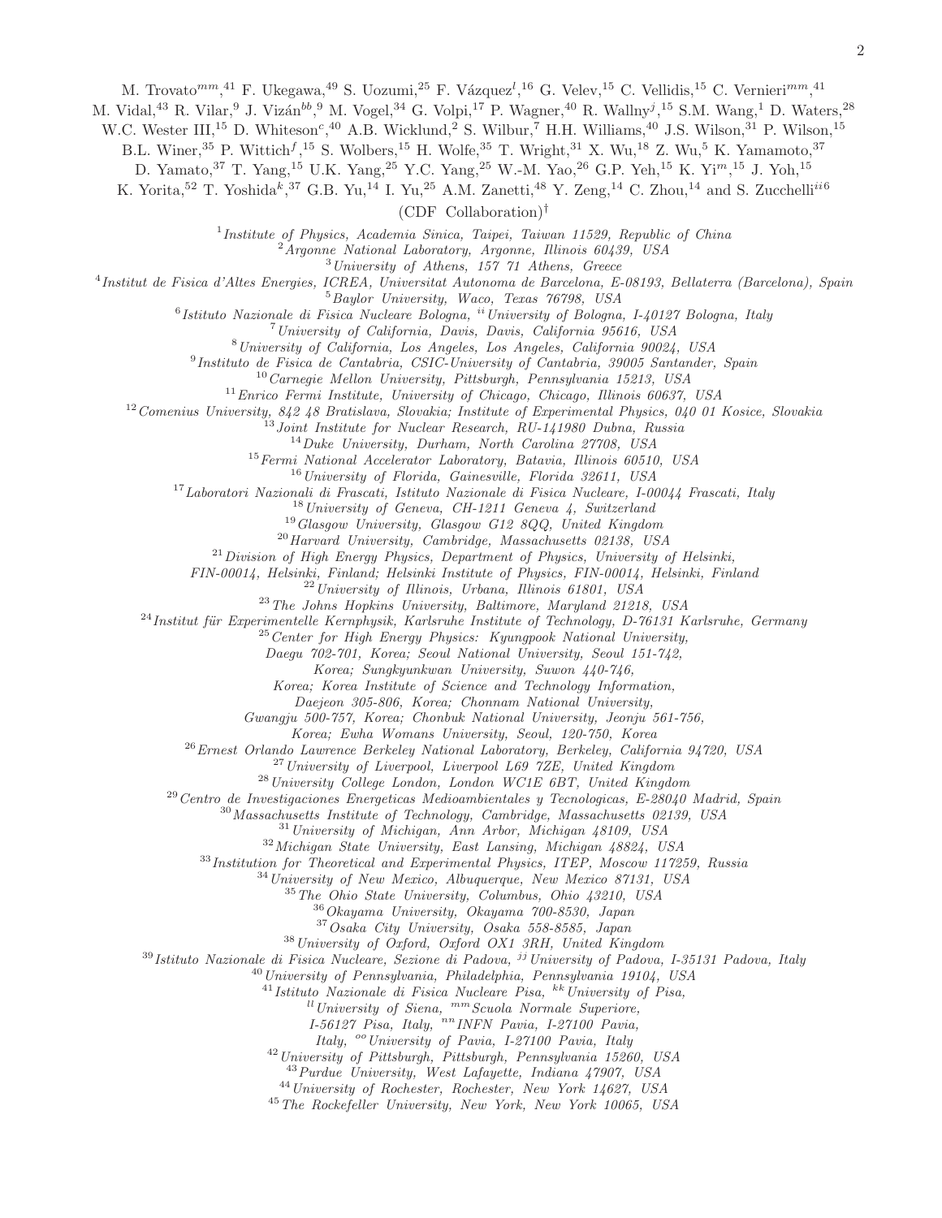M. Trovato[mm],[41] F. Ukegawa,[49] S. Uozumi,[25] F. Vázquez[l],[16] G. Velev,[15] C. Vellidis,[15] C. Vernieri[mm],[41] M. Vidal,[43] R. Vilar,[9] J. Vizán[bb],[9] M. Vogel,[34] G. Volpi,[17] P. Wagner,[40] R. Wallny[j],[15] S.M. Wang,[1] D. Waters,[28] W.C. Wester III,[15] D. Whiteson[c],[40] A.B. Wicklund,[2] S. Wilbur,[7] H.H. Williams,[40] J.S. Wilson,[31] P. Wilson,[15] B.L. Winer,[35] P. Wittich[f],[15] S. Wolbers,[15] H. Wolfe,[35] T. Wright,[31] X. Wu,[18] Z. Wu,[5] K. Yamamoto,[37] D. Yamato,[37] T. Yang,[15] U.K. Yang,[25] Y.C. Yang,[25] W.-M. Yao,[26] G.P. Yeh,[15] K. Yi[m],[15] J. Yoh,[15] K. Yorita,[52] T. Yoshida[k],[37] G.B. Yu,[14] I. Yu,[25] A.M. Zanetti,[48] Y. Zeng,[14] C. Zhou,[14] and S. Zucchelli[ii6]

(CDF Collaboration)[†]

[1] *Institute of Physics, Academia Sinica, Taipei, Taiwan 11529, Republic of China*
[2] *Argonne National Laboratory, Argonne, Illinois 60439, USA*
[3] *University of Athens, 157 71 Athens, Greece*
[4] *Institut de Fisica d'Altes Energies, ICREA, Universitat Autonoma de Barcelona, E-08193, Bellaterra (Barcelona), Spain*
[5] *Baylor University, Waco, Texas 76798, USA*
[6] *Istituto Nazionale di Fisica Nucleare Bologna, [ii] University of Bologna, I-40127 Bologna, Italy*
[7] *University of California, Davis, Davis, California 95616, USA*
[8] *University of California, Los Angeles, Los Angeles, California 90024, USA*
[9] *Instituto de Fisica de Cantabria, CSIC-University of Cantabria, 39005 Santander, Spain*
[10] *Carnegie Mellon University, Pittsburgh, Pennsylvania 15213, USA*
[11] *Enrico Fermi Institute, University of Chicago, Chicago, Illinois 60637, USA*
[12] *Comenius University, 842 48 Bratislava, Slovakia; Institute of Experimental Physics, 040 01 Kosice, Slovakia*
[13] *Joint Institute for Nuclear Research, RU-141980 Dubna, Russia*
[14] *Duke University, Durham, North Carolina 27708, USA*
[15] *Fermi National Accelerator Laboratory, Batavia, Illinois 60510, USA*
[16] *University of Florida, Gainesville, Florida 32611, USA*
[17] *Laboratori Nazionali di Frascati, Istituto Nazionale di Fisica Nucleare, I-00044 Frascati, Italy*
[18] *University of Geneva, CH-1211 Geneva 4, Switzerland*
[19] *Glasgow University, Glasgow G12 8QQ, United Kingdom*
[20] *Harvard University, Cambridge, Massachusetts 02138, USA*
[21] *Division of High Energy Physics, Department of Physics, University of Helsinki, FIN-00014, Helsinki, Finland; Helsinki Institute of Physics, FIN-00014, Helsinki, Finland*
[22] *University of Illinois, Urbana, Illinois 61801, USA*
[23] *The Johns Hopkins University, Baltimore, Maryland 21218, USA*
[24] *Institut für Experimentelle Kernphysik, Karlsruhe Institute of Technology, D-76131 Karlsruhe, Germany*
[25] *Center for High Energy Physics: Kyungpook National University, Daegu 702-701, Korea; Seoul National University, Seoul 151-742, Korea; Sungkyunkwan University, Suwon 440-746, Korea; Korea Institute of Science and Technology Information, Daejeon 305-806, Korea; Chonnam National University, Gwangju 500-757, Korea; Chonbuk National University, Jeonju 561-756, Korea; Ewha Womans University, Seoul, 120-750, Korea*
[26] *Ernest Orlando Lawrence Berkeley National Laboratory, Berkeley, California 94720, USA*
[27] *University of Liverpool, Liverpool L69 7ZE, United Kingdom*
[28] *University College London, London WC1E 6BT, United Kingdom*
[29] *Centro de Investigaciones Energeticas Medioambientales y Tecnologicas, E-28040 Madrid, Spain*
[30] *Massachusetts Institute of Technology, Cambridge, Massachusetts 02139, USA*
[31] *University of Michigan, Ann Arbor, Michigan 48109, USA*
[32] *Michigan State University, East Lansing, Michigan 48824, USA*
[33] *Institution for Theoretical and Experimental Physics, ITEP, Moscow 117259, Russia*
[34] *University of New Mexico, Albuquerque, New Mexico 87131, USA*
[35] *The Ohio State University, Columbus, Ohio 43210, USA*
[36] *Okayama University, Okayama 700-8530, Japan*
[37] *Osaka City University, Osaka 558-8585, Japan*
[38] *University of Oxford, Oxford OX1 3RH, United Kingdom*
[39] *Istituto Nazionale di Fisica Nucleare, Sezione di Padova, [jj] University of Padova, I-35131 Padova, Italy*
[40] *University of Pennsylvania, Philadelphia, Pennsylvania 19104, USA*
[41] *Istituto Nazionale di Fisica Nucleare Pisa, [kk] University of Pisa, [ll] University of Siena, [mm] Scuola Normale Superiore, I-56127 Pisa, Italy, [nn] INFN Pavia, I-27100 Pavia, Italy, [oo] University of Pavia, I-27100 Pavia, Italy*
[42] *University of Pittsburgh, Pittsburgh, Pennsylvania 15260, USA*
[43] *Purdue University, West Lafayette, Indiana 47907, USA*
[44] *University of Rochester, Rochester, New York 14627, USA*
[45] *The Rockefeller University, New York, New York 10065, USA*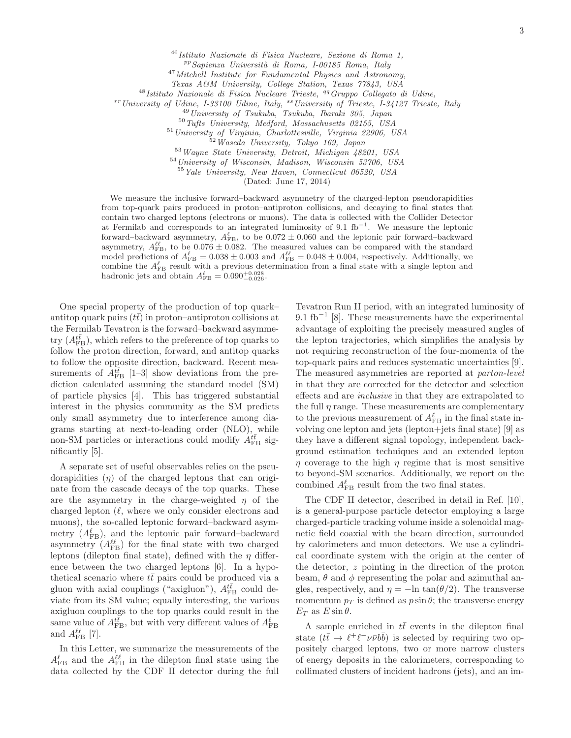[46] *Istituto Nazionale di Fisica Nucleare, Sezione di Roma 1,*
[pp] *Sapienza Università di Roma, I-00185 Roma, Italy*
[47] *Mitchell Institute for Fundamental Physics and Astronomy,*
*Texas A&M University, College Station, Texas 77843, USA*
[48] *Istituto Nazionale di Fisica Nucleare Trieste,* [qq] *Gruppo Collegato di Udine,*
[rr] *University of Udine, I-33100 Udine, Italy,* [ss] *University of Trieste, I-34127 Trieste, Italy*
[49] *University of Tsukuba, Tsukuba, Ibaraki 305, Japan*
[50] *Tufts University, Medford, Massachusetts 02155, USA*
[51] *University of Virginia, Charlottesville, Virginia 22906, USA*
[52] *Waseda University, Tokyo 169, Japan*
[53] *Wayne State University, Detroit, Michigan 48201, USA*
[54] *University of Wisconsin, Madison, Wisconsin 53706, USA*
[55] *Yale University, New Haven, Connecticut 06520, USA*
(Dated: June 17, 2014)

We measure the inclusive forward–backward asymmetry of the charged-lepton pseudorapidities from top-quark pairs produced in proton–antiproton collisions, and decaying to final states that contain two charged leptons (electrons or muons). The data is collected with the Collider Detector at Fermilab and corresponds to an integrated luminosity of 9.1 fb$^{-1}$. We measure the leptonic forward–backward asymmetry, $A_{\rm FB}^{\ell}$, to be $0.072 \pm 0.060$ and the leptonic pair forward–backward asymmetry, $A_{\rm FB}^{\ell\ell}$, to be $0.076 \pm 0.082$. The measured values can be compared with the standard model predictions of $A_{\rm FB}^{\ell} = 0.038 \pm 0.003$ and $A_{\rm FB}^{\ell\ell} = 0.048 \pm 0.004$, respectively. Additionally, we combine the $A_{\rm FB}^{\ell}$ result with a previous determination from a final state with a single lepton and hadronic jets and obtain $A_{\rm FB}^{\ell} = 0.090^{+0.028}_{-0.026}$.

One special property of the production of top quark–antitop quark pairs ($t\bar{t}$) in proton–antiproton collisions at the Fermilab Tevatron is the forward–backward asymmetry ($A_{\rm FB}^{t\bar{t}}$), which refers to the preference of top quarks to follow the proton direction, forward, and antitop quarks to follow the opposite direction, backward. Recent measurements of $A_{\rm FB}^{t\bar{t}}$ [1–3] show deviations from the prediction calculated assuming the standard model (SM) of particle physics [4]. This has triggered substantial interest in the physics community as the SM predicts only small asymmetry due to interference among diagrams starting at next-to-leading order (NLO), while non-SM particles or interactions could modify $A_{\rm FB}^{t\bar{t}}$ significantly [5].

A separate set of useful observables relies on the pseudorapidities ($\eta$) of the charged leptons that can originate from the cascade decays of the top quarks. These are the asymmetry in the charge-weighted $\eta$ of the charged lepton ($\ell$, where we only consider electrons and muons), the so-called leptonic forward–backward asymmetry ($A_{\rm FB}^{\ell}$), and the leptonic pair forward–backward asymmetry ($A_{\rm FB}^{\ell\ell}$) for the final state with two charged leptons (dilepton final state), defined with the $\eta$ difference between the two charged leptons [6]. In a hypothetical scenario where $t\bar{t}$ pairs could be produced via a gluon with axial couplings ("axigluon"), $A_{\rm FB}^{t\bar{t}}$ could deviate from its SM value; equally interesting, the various axigluon couplings to the top quarks could result in the same value of $A_{\rm FB}^{t\bar{t}}$, but with very different values of $A_{\rm FB}^{\ell}$ and $A_{\rm FB}^{\ell\ell}$ [7].

In this Letter, we summarize the measurements of the $A_{\rm FB}^{\ell}$ and the $A_{\rm FB}^{\ell\ell}$ in the dilepton final state using the data collected by the CDF II detector during the full Tevatron Run II period, with an integrated luminosity of 9.1 fb$^{-1}$ [8]. These measurements have the experimental advantage of exploiting the precisely measured angles of the lepton trajectories, which simplifies the analysis by not requiring reconstruction of the four-momenta of the top-quark pairs and reduces systematic uncertainties [9]. The measured asymmetries are reported at *parton-level* in that they are corrected for the detector and selection effects and are *inclusive* in that they are extrapolated to the full $\eta$ range. These measurements are complementary to the previous measurement of $A_{\rm FB}^{\ell}$ in the final state involving one lepton and jets (lepton+jets final state) [9] as they have a different signal topology, independent background estimation techniques and an extended lepton $\eta$ coverage to the high $\eta$ regime that is most sensitive to beyond-SM scenarios. Additionally, we report on the combined $A_{\rm FB}^{\ell}$ result from the two final states.

The CDF II detector, described in detail in Ref. [10], is a general-purpose particle detector employing a large charged-particle tracking volume inside a solenoidal magnetic field coaxial with the beam direction, surrounded by calorimeters and muon detectors. We use a cylindrical coordinate system with the origin at the center of the detector, $z$ pointing in the direction of the proton beam, $\theta$ and $\phi$ representing the polar and azimuthal angles, respectively, and $\eta = -\ln\tan(\theta/2)$. The transverse momentum $p_T$ is defined as $p\sin\theta$; the transverse energy $E_T$ as $E\sin\theta$.

A sample enriched in $t\bar{t}$ events in the dilepton final state ($t\bar{t} \to \ell^+\ell^-\nu\bar{\nu}b\bar{b}$) is selected by requiring two oppositely charged leptons, two or more narrow clusters of energy deposits in the calorimeters, corresponding to collimated clusters of incident hadrons (jets), and an im-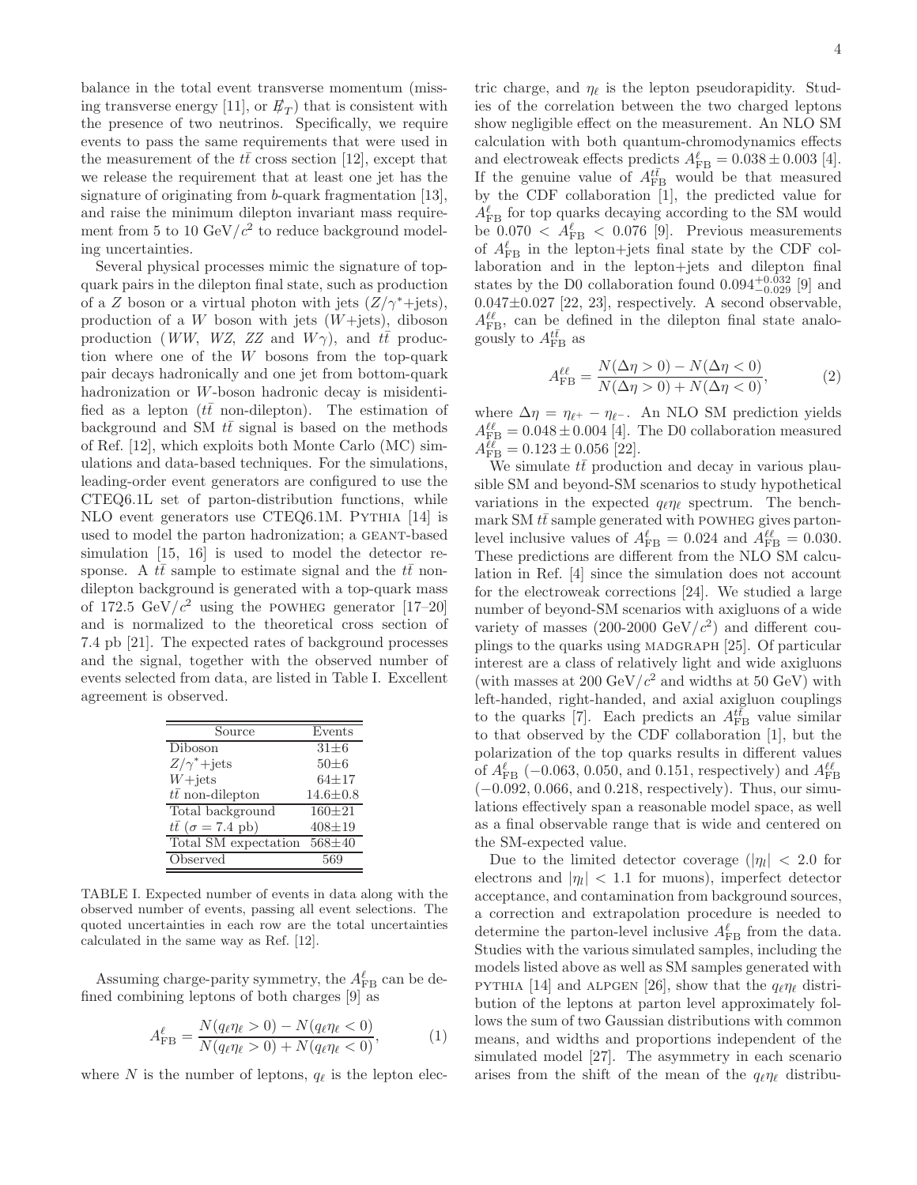balance in the total event transverse momentum (missing transverse energy [11], or $\not\!\!E_T$) that is consistent with the presence of two neutrinos. Specifically, we require events to pass the same requirements that were used in the measurement of the $t\bar{t}$ cross section [12], except that we release the requirement that at least one jet has the signature of originating from $b$-quark fragmentation [13], and raise the minimum dilepton invariant mass requirement from 5 to 10 GeV/$c^2$ to reduce background modeling uncertainties.

Several physical processes mimic the signature of top-quark pairs in the dilepton final state, such as production of a $Z$ boson or a virtual photon with jets ($Z/\gamma^*$+jets), production of a $W$ boson with jets ($W$+jets), diboson production ($WW$, $WZ$, $ZZ$ and $W\gamma$), and $t\bar{t}$ production where one of the $W$ bosons from the top-quark pair decays hadronically and one jet from bottom-quark hadronization or $W$-boson hadronic decay is misidentified as a lepton ($t\bar{t}$ non-dilepton). The estimation of background and SM $t\bar{t}$ signal is based on the methods of Ref. [12], which exploits both Monte Carlo (MC) simulations and data-based techniques. For the simulations, leading-order event generators are configured to use the CTEQ6.1L set of parton-distribution functions, while NLO event generators use CTEQ6.1M. PYTHIA [14] is used to model the parton hadronization; a GEANT-based simulation [15, 16] is used to model the detector response. A $t\bar{t}$ sample to estimate signal and the $t\bar{t}$ non-dilepton background is generated with a top-quark mass of 172.5 GeV/$c^2$ using the POWHEG generator [17–20] and is normalized to the theoretical cross section of 7.4 pb [21]. The expected rates of background processes and the signal, together with the observed number of events selected from data, are listed in Table I. Excellent agreement is observed.

| Source | Events |
|---|---|
| Diboson | 31±6 |
| $Z/\gamma^*$+jets | 50±6 |
| $W$+jets | 64±17 |
| $t\bar{t}$ non-dilepton | 14.6±0.8 |
| Total background | 160±21 |
| $t\bar{t}$ ($\sigma = 7.4$ pb) | 408±19 |
| Total SM expectation | 568±40 |
| Observed | 569 |

TABLE I. Expected number of events in data along with the observed number of events, passing all event selections. The quoted uncertainties in each row are the total uncertainties calculated in the same way as Ref. [12].

Assuming charge-parity symmetry, the $A_{\rm FB}^{\ell}$ can be defined combining leptons of both charges [9] as

$$A_{\rm FB}^{\ell} = \frac{N(q_\ell \eta_\ell > 0) - N(q_\ell \eta_\ell < 0)}{N(q_\ell \eta_\ell > 0) + N(q_\ell \eta_\ell < 0)}, \qquad (1)$$

where $N$ is the number of leptons, $q_\ell$ is the lepton electric charge, and $\eta_\ell$ is the lepton pseudorapidity. Studies of the correlation between the two charged leptons show negligible effect on the measurement. An NLO SM calculation with both quantum-chromodynamics effects and electroweak effects predicts $A_{\rm FB}^{\ell} = 0.038 \pm 0.003$ [4]. If the genuine value of $A_{\rm FB}^{t\bar{t}}$ would be that measured by the CDF collaboration [1], the predicted value for $A_{\rm FB}^{\ell}$ for top quarks decaying according to the SM would be $0.070 < A_{\rm FB}^{\ell} < 0.076$ [9]. Previous measurements of $A_{\rm FB}^{\ell}$ in the lepton+jets final state by the CDF collaboration and in the lepton+jets and dilepton final states by the D0 collaboration found $0.094^{+0.032}_{-0.029}$ [9] and $0.047 \pm 0.027$ [22, 23], respectively. A second observable, $A_{\rm FB}^{\ell\ell}$, can be defined in the dilepton final state analogously to $A_{\rm FB}^{t\bar{t}}$ as

$$A_{\rm FB}^{\ell\ell} = \frac{N(\Delta\eta > 0) - N(\Delta\eta < 0)}{N(\Delta\eta > 0) + N(\Delta\eta < 0)}, \qquad (2)$$

where $\Delta\eta = \eta_{\ell^+} - \eta_{\ell^-}$. An NLO SM prediction yields $A_{\rm FB}^{\ell\ell} = 0.048 \pm 0.004$ [4]. The D0 collaboration measured $A_{\rm FB}^{\ell\ell} = 0.123 \pm 0.056$ [22].

We simulate $t\bar{t}$ production and decay in various plausible SM and beyond-SM scenarios to study hypothetical variations in the expected $q_\ell \eta_\ell$ spectrum. The benchmark SM $t\bar{t}$ sample generated with POWHEG gives parton-level inclusive values of $A_{\rm FB}^{\ell} = 0.024$ and $A_{\rm FB}^{\ell\ell} = 0.030$. These predictions are different from the NLO SM calculation in Ref. [4] since the simulation does not account for the electroweak corrections [24]. We studied a large number of beyond-SM scenarios with axigluons of a wide variety of masses (200-2000 GeV/$c^2$) and different couplings to the quarks using MADGRAPH [25]. Of particular interest are a class of relatively light and wide axigluons (with masses at 200 GeV/$c^2$ and widths at 50 GeV) with left-handed, right-handed, and axial axigluon couplings to the quarks [7]. Each predicts an $A_{\rm FB}^{t\bar{t}}$ value similar to that observed by the CDF collaboration [1], but the polarization of the top quarks results in different values of $A_{\rm FB}^{\ell}$ ($-0.063$, 0.050, and 0.151, respectively) and $A_{\rm FB}^{\ell\ell}$ ($-0.092$, 0.066, and 0.218, respectively). Thus, our simulations effectively span a reasonable model space, as well as a final observable range that is wide and centered on the SM-expected value.

Due to the limited detector coverage ($|\eta_l| < 2.0$ for electrons and $|\eta_l| < 1.1$ for muons), imperfect detector acceptance, and contamination from background sources, a correction and extrapolation procedure is needed to determine the parton-level inclusive $A_{\rm FB}^{\ell}$ from the data. Studies with the various simulated samples, including the models listed above as well as SM samples generated with PYTHIA [14] and ALPGEN [26], show that the $q_\ell \eta_\ell$ distribution of the leptons at parton level approximately follows the sum of two Gaussian distributions with common means, and widths and proportions independent of the simulated model [27]. The asymmetry in each scenario arises from the shift of the mean of the $q_\ell \eta_\ell$ distribu-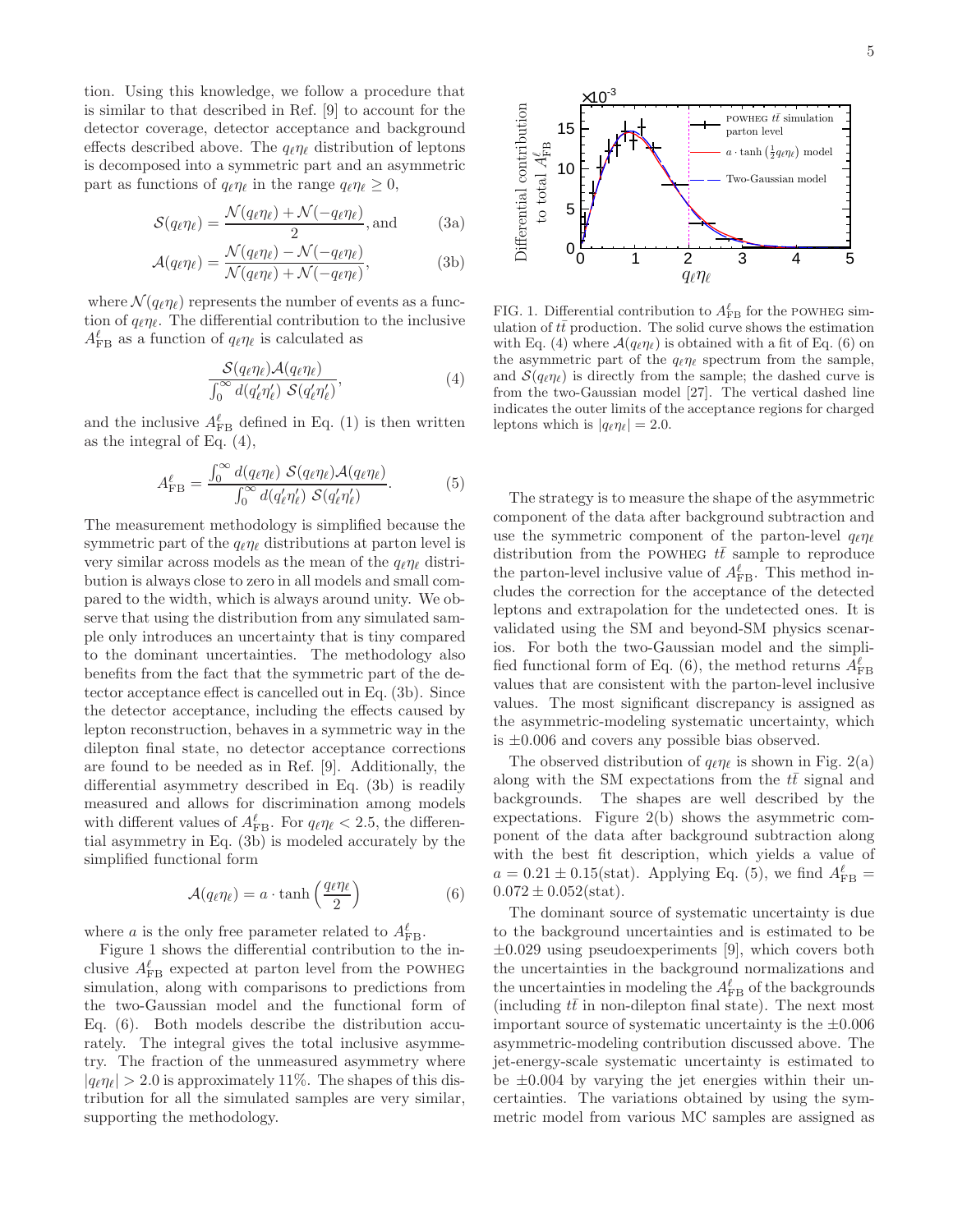tion. Using this knowledge, we follow a procedure that is similar to that described in Ref. [9] to account for the detector coverage, detector acceptance and background effects described above. The $q_\ell\eta_\ell$ distribution of leptons is decomposed into a symmetric part and an asymmetric part as functions of $q_\ell\eta_\ell$ in the range $q_\ell\eta_\ell \geq 0$,

$$\mathcal{S}(q_\ell\eta_\ell) = \frac{\mathcal{N}(q_\ell\eta_\ell) + \mathcal{N}(-q_\ell\eta_\ell)}{2}, \text{and} \tag{3a}$$

$$\mathcal{A}(q_\ell\eta_\ell) = \frac{\mathcal{N}(q_\ell\eta_\ell) - \mathcal{N}(-q_\ell\eta_\ell)}{\mathcal{N}(q_\ell\eta_\ell) + \mathcal{N}(-q_\ell\eta_\ell)}, \tag{3b}$$

where $\mathcal{N}(q_\ell\eta_\ell)$ represents the number of events as a function of $q_\ell\eta_\ell$. The differential contribution to the inclusive $A^\ell_{\rm FB}$ as a function of $q_\ell\eta_\ell$ is calculated as

$$\frac{\mathcal{S}(q_\ell\eta_\ell)\mathcal{A}(q_\ell\eta_\ell)}{\int_0^\infty d(q'_\ell\eta'_\ell)\ \mathcal{S}(q'_\ell\eta'_\ell)}, \tag{4}$$

and the inclusive $A^\ell_{\rm FB}$ defined in Eq. (1) is then written as the integral of Eq. (4),

$$A^\ell_{\rm FB} = \frac{\int_0^\infty d(q_\ell\eta_\ell)\ \mathcal{S}(q_\ell\eta_\ell)\mathcal{A}(q_\ell\eta_\ell)}{\int_0^\infty d(q'_\ell\eta'_\ell)\ \mathcal{S}(q'_\ell\eta'_\ell)}. \tag{5}$$

The measurement methodology is simplified because the symmetric part of the $q_\ell\eta_\ell$ distributions at parton level is very similar across models as the mean of the $q_\ell\eta_\ell$ distribution is always close to zero in all models and small compared to the width, which is always around unity. We observe that using the distribution from any simulated sample only introduces an uncertainty that is tiny compared to the dominant uncertainties. The methodology also benefits from the fact that the symmetric part of the detector acceptance effect is cancelled out in Eq. (3b). Since the detector acceptance, including the effects caused by lepton reconstruction, behaves in a symmetric way in the dilepton final state, no detector acceptance corrections are found to be needed as in Ref. [9]. Additionally, the differential asymmetry described in Eq. (3b) is readily measured and allows for discrimination among models with different values of $A^\ell_{\rm FB}$. For $q_\ell\eta_\ell < 2.5$, the differential asymmetry in Eq. (3b) is modeled accurately by the simplified functional form

$$\mathcal{A}(q_\ell\eta_\ell) = a \cdot \tanh\left(\frac{q_\ell\eta_\ell}{2}\right) \tag{6}$$

where $a$ is the only free parameter related to $A^\ell_{\rm FB}$.

Figure 1 shows the differential contribution to the inclusive $A^\ell_{\rm FB}$ expected at parton level from the POWHEG simulation, along with comparisons to predictions from the two-Gaussian model and the functional form of Eq. (6). Both models describe the distribution accurately. The integral gives the total inclusive asymmetry. The fraction of the unmeasured asymmetry where $|q_\ell\eta_\ell| > 2.0$ is approximately 11%. The shapes of this distribution for all the simulated samples are very similar, supporting the methodology.

FIG. 1. Differential contribution to $A^\ell_{\rm FB}$ for the POWHEG simulation of $t\bar{t}$ production. The solid curve shows the estimation with Eq. (4) where $\mathcal{A}(q_\ell\eta_\ell)$ is obtained with a fit of Eq. (6) on the asymmetric part of the $q_\ell\eta_\ell$ spectrum from the sample, and $\mathcal{S}(q_\ell\eta_\ell)$ is directly from the sample; the dashed curve is from the two-Gaussian model [27]. The vertical dashed line indicates the outer limits of the acceptance regions for charged leptons which is $|q_\ell\eta_\ell| = 2.0$.

The strategy is to measure the shape of the asymmetric component of the data after background subtraction and use the symmetric component of the parton-level $q_\ell\eta_\ell$ distribution from the POWHEG $t\bar{t}$ sample to reproduce the parton-level inclusive value of $A^\ell_{\rm FB}$. This method includes the correction for the acceptance of the detected leptons and extrapolation for the undetected ones. It is validated using the SM and beyond-SM physics scenarios. For both the two-Gaussian model and the simplified functional form of Eq. (6), the method returns $A^\ell_{\rm FB}$ values that are consistent with the parton-level inclusive values. The most significant discrepancy is assigned as the asymmetric-modeling systematic uncertainty, which is $\pm 0.006$ and covers any possible bias observed.

The observed distribution of $q_\ell\eta_\ell$ is shown in Fig. 2(a) along with the SM expectations from the $t\bar{t}$ signal and backgrounds. The shapes are well described by the expectations. Figure 2(b) shows the asymmetric component of the data after background subtraction along with the best fit description, which yields a value of $a = 0.21 \pm 0.15(\text{stat})$. Applying Eq. (5), we find $A^\ell_{\rm FB} = 0.072 \pm 0.052(\text{stat})$.

The dominant source of systematic uncertainty is due to the background uncertainties and is estimated to be $\pm 0.029$ using pseudoexperiments [9], which covers both the uncertainties in the background normalizations and the uncertainties in modeling the $A^\ell_{\rm FB}$ of the backgrounds (including $t\bar{t}$ in non-dilepton final state). The next most important source of systematic uncertainty is the $\pm 0.006$ asymmetric-modeling contribution discussed above. The jet-energy-scale systematic uncertainty is estimated to be $\pm 0.004$ by varying the jet energies within their uncertainties. The variations obtained by using the symmetric model from various MC samples are assigned as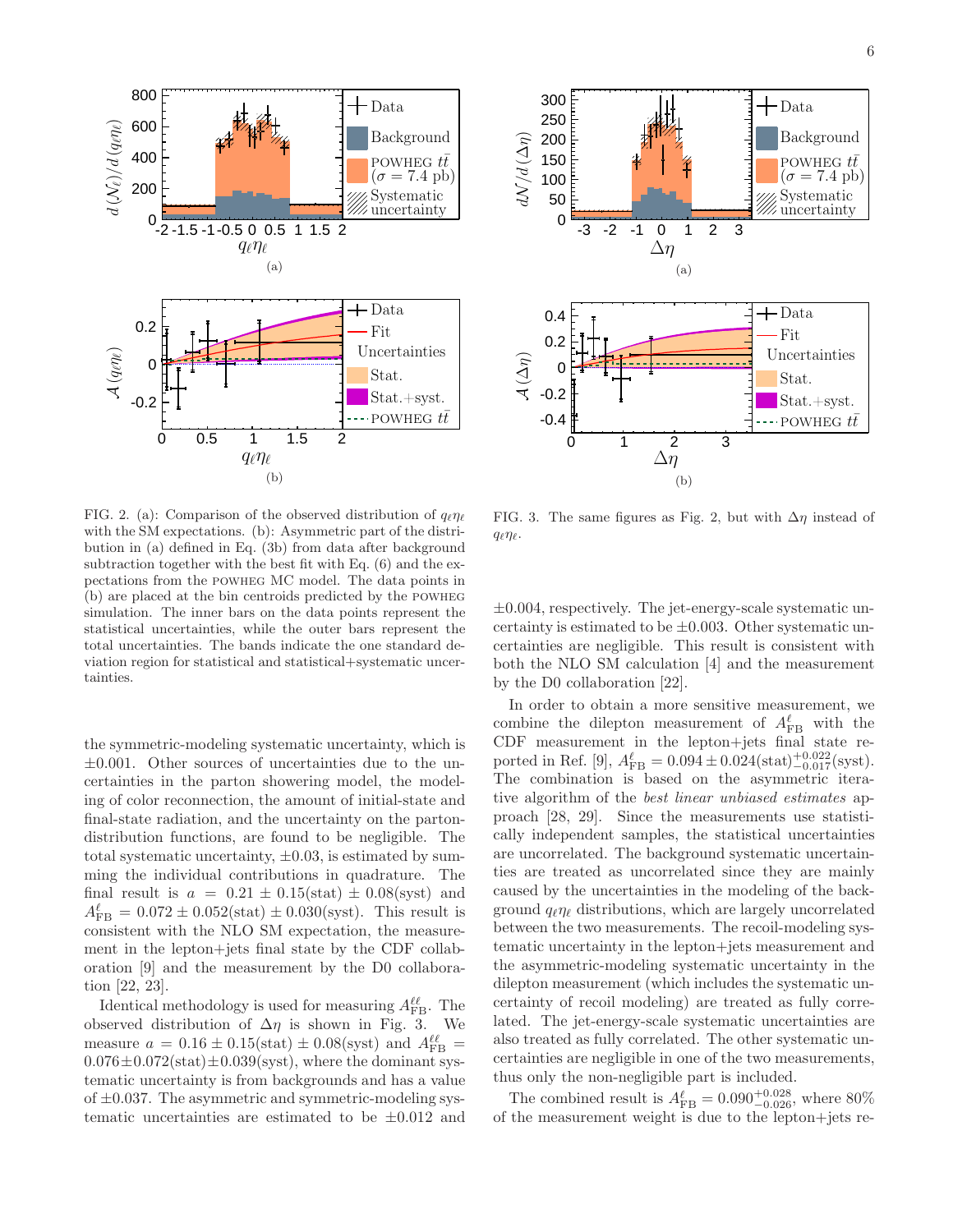FIG. 2. (a): Comparison of the observed distribution of $q_\ell\eta_\ell$ with the SM expectations. (b): Asymmetric part of the distribution in (a) defined in Eq. (3b) from data after background subtraction together with the best fit with Eq. (6) and the expectations from the POWHEG MC model. The data points in (b) are placed at the bin centroids predicted by the POWHEG simulation. The inner bars on the data points represent the statistical uncertainties, while the outer bars represent the total uncertainties. The bands indicate the one standard deviation region for statistical and statistical+systematic uncertainties.

FIG. 3. The same figures as Fig. 2, but with $\Delta\eta$ instead of $q_\ell\eta_\ell$.

the symmetric-modeling systematic uncertainty, which is $\pm 0.001$. Other sources of uncertainties due to the uncertainties in the parton showering model, the modeling of color reconnection, the amount of initial-state and final-state radiation, and the uncertainty on the parton-distribution functions, are found to be negligible. The total systematic uncertainty, $\pm 0.03$, is estimated by summing the individual contributions in quadrature. The final result is $a = 0.21 \pm 0.15(\text{stat}) \pm 0.08(\text{syst})$ and $A^{\ell}_{\text{FB}} = 0.072 \pm 0.052(\text{stat}) \pm 0.030(\text{syst})$. This result is consistent with the NLO SM expectation, the measurement in the lepton+jets final state by the CDF collaboration [9] and the measurement by the D0 collaboration [22, 23].

Identical methodology is used for measuring $A^{\ell\ell}_{\text{FB}}$. The observed distribution of $\Delta\eta$ is shown in Fig. 3. We measure $a = 0.16 \pm 0.15(\text{stat}) \pm 0.08(\text{syst})$ and $A^{\ell\ell}_{\text{FB}} = 0.076 \pm 0.072(\text{stat}) \pm 0.039(\text{syst})$, where the dominant systematic uncertainty is from backgrounds and has a value of $\pm 0.037$. The asymmetric and symmetric-modeling systematic uncertainties are estimated to be $\pm 0.012$ and $\pm 0.004$, respectively. The jet-energy-scale systematic uncertainty is estimated to be $\pm 0.003$. Other systematic uncertainties are negligible. This result is consistent with both the NLO SM calculation [4] and the measurement by the D0 collaboration [22].

In order to obtain a more sensitive measurement, we combine the dilepton measurement of $A^{\ell}_{\text{FB}}$ with the CDF measurement in the lepton+jets final state reported in Ref. [9], $A^{\ell}_{\text{FB}} = 0.094 \pm 0.024(\text{stat})^{+0.022}_{-0.017}(\text{syst})$. The combination is based on the asymmetric iterative algorithm of the *best linear unbiased estimates* approach [28, 29]. Since the measurements use statistically independent samples, the statistical uncertainties are uncorrelated. The background systematic uncertainties are treated as uncorrelated since they are mainly caused by the uncertainties in the modeling of the background $q_\ell\eta_\ell$ distributions, which are largely uncorrelated between the two measurements. The recoil-modeling systematic uncertainty in the lepton+jets measurement and the asymmetric-modeling systematic uncertainty in the dilepton measurement (which includes the systematic uncertainty of recoil modeling) are treated as fully correlated. The jet-energy-scale systematic uncertainties are also treated as fully correlated. The other systematic uncertainties are negligible in one of the two measurements, thus only the non-negligible part is included.

The combined result is $A^{\ell}_{\text{FB}} = 0.090^{+0.028}_{-0.026}$, where 80% of the measurement weight is due to the lepton+jets re-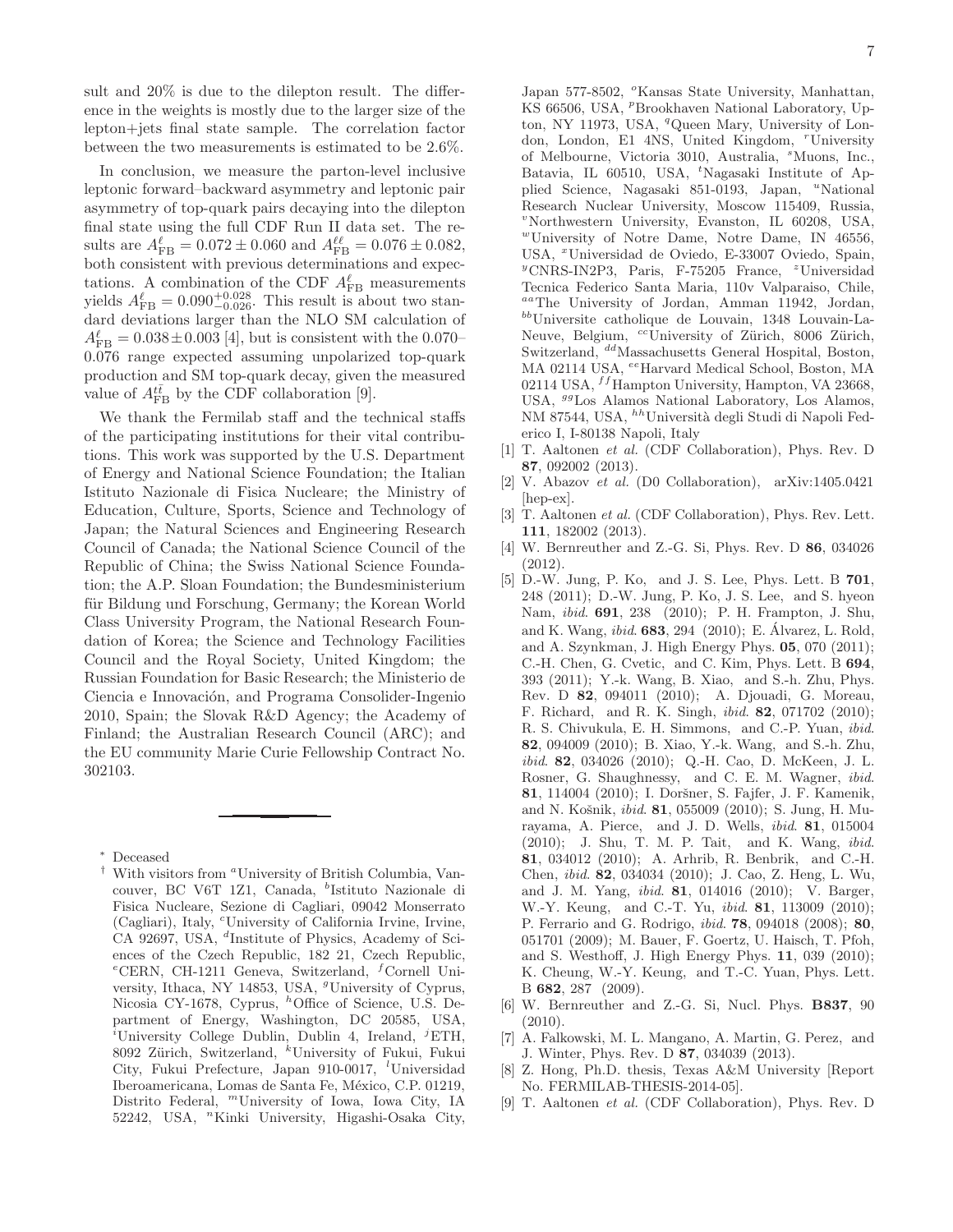sult and 20% is due to the dilepton result. The difference in the weights is mostly due to the larger size of the lepton+jets final state sample. The correlation factor between the two measurements is estimated to be 2.6%.

In conclusion, we measure the parton-level inclusive leptonic forward–backward asymmetry and leptonic pair asymmetry of top-quark pairs decaying into the dilepton final state using the full CDF Run II data set. The results are $A^{\ell}_{\rm FB} = 0.072 \pm 0.060$ and $A^{\ell\ell}_{\rm FB} = 0.076 \pm 0.082$, both consistent with previous determinations and expectations. A combination of the CDF $A^{\ell}_{\rm FB}$ measurements yields $A^{\ell}_{\rm FB} = 0.090^{+0.028}_{-0.026}$. This result is about two standard deviations larger than the NLO SM calculation of $A^{\ell}_{\rm FB} = 0.038 \pm 0.003$ [4], but is consistent with the 0.070–0.076 range expected assuming unpolarized top-quark production and SM top-quark decay, given the measured value of $A^{t\bar{t}}_{\rm FB}$ by the CDF collaboration [9].

We thank the Fermilab staff and the technical staffs of the participating institutions for their vital contributions. This work was supported by the U.S. Department of Energy and National Science Foundation; the Italian Istituto Nazionale di Fisica Nucleare; the Ministry of Education, Culture, Sports, Science and Technology of Japan; the Natural Sciences and Engineering Research Council of Canada; the National Science Council of the Republic of China; the Swiss National Science Foundation; the A.P. Sloan Foundation; the Bundesministerium für Bildung und Forschung, Germany; the Korean World Class University Program, the National Research Foundation of Korea; the Science and Technology Facilities Council and the Royal Society, United Kingdom; the Russian Foundation for Basic Research; the Ministerio de Ciencia e Innovación, and Programa Consolider-Ingenio 2010, Spain; the Slovak R&D Agency; the Academy of Finland; the Australian Research Council (ARC); and the EU community Marie Curie Fellowship Contract No. 302103.

---

* Deceased

† With visitors from [a]University of British Columbia, Vancouver, BC V6T 1Z1, Canada, [b]Istituto Nazionale di Fisica Nucleare, Sezione di Cagliari, 09042 Monserrato (Cagliari), Italy, [c]University of California Irvine, Irvine, CA 92697, USA, [d]Institute of Physics, Academy of Sciences of the Czech Republic, 182 21, Czech Republic, [e]CERN, CH-1211 Geneva, Switzerland, [f]Cornell University, Ithaca, NY 14853, USA, [g]University of Cyprus, Nicosia CY-1678, Cyprus, [h]Office of Science, U.S. Department of Energy, Washington, DC 20585, USA, [i]University College Dublin, Dublin 4, Ireland, [j]ETH, 8092 Zürich, Switzerland, [k]University of Fukui, Fukui City, Fukui Prefecture, Japan 910-0017, [l]Universidad Iberoamericana, Lomas de Santa Fe, México, C.P. 01219, Distrito Federal, [m]University of Iowa, Iowa City, IA 52242, USA, [n]Kinki University, Higashi-Osaka City, Japan 577-8502, [o]Kansas State University, Manhattan, KS 66506, USA, [p]Brookhaven National Laboratory, Upton, NY 11973, USA, [q]Queen Mary, University of London, London, E1 4NS, United Kingdom, [r]University of Melbourne, Victoria 3010, Australia, [s]Muons, Inc., Batavia, IL 60510, USA, [t]Nagasaki Institute of Applied Science, Nagasaki 851-0193, Japan, [u]National Research Nuclear University, Moscow 115409, Russia, [v]Northwestern University, Evanston, IL 60208, USA, [w]University of Notre Dame, Notre Dame, IN 46556, USA, [x]Universidad de Oviedo, E-33007 Oviedo, Spain, [y]CNRS-IN2P3, Paris, F-75205 France, [z]Universidad Tecnica Federico Santa Maria, 110v Valparaiso, Chile, [aa]The University of Jordan, Amman 11942, Jordan, [bb]Universite catholique de Louvain, 1348 Louvain-La-Neuve, Belgium, [cc]University of Zürich, 8006 Zürich, Switzerland, [dd]Massachusetts General Hospital, Boston, MA 02114 USA, [ee]Harvard Medical School, Boston, MA 02114 USA, [ff]Hampton University, Hampton, VA 23668, USA, [gg]Los Alamos National Laboratory, Los Alamos, NM 87544, USA, [hh]Università degli Studi di Napoli Federico I, I-80138 Napoli, Italy

[1] T. Aaltonen *et al.* (CDF Collaboration), Phys. Rev. D **87**, 092002 (2013).

[2] V. Abazov *et al.* (D0 Collaboration), arXiv:1405.0421 [hep-ex].

[3] T. Aaltonen *et al.* (CDF Collaboration), Phys. Rev. Lett. **111**, 182002 (2013).

[4] W. Bernreuther and Z.-G. Si, Phys. Rev. D **86**, 034026 (2012).

[5] D.-W. Jung, P. Ko, and J. S. Lee, Phys. Lett. B **701**, 248 (2011); D.-W. Jung, P. Ko, J. S. Lee, and S. hyeon Nam, *ibid.* **691**, 238 (2010); P. H. Frampton, J. Shu, and K. Wang, *ibid* **683**, 294 (2010); E. Álvarez, L. Rold, and A. Szynkman, J. High Energy Phys. **05**, 070 (2011); C.-H. Chen, G. Cvetic, and C. Kim, Phys. Lett. B **694**, 393 (2011); Y.-k. Wang, B. Xiao, and S.-h. Zhu, Phys. Rev. D **82**, 094011 (2010); A. Djouadi, G. Moreau, F. Richard, and R. K. Singh, *ibid.* **82**, 071702 (2010); R. S. Chivukula, E. H. Simmons, and C.-P. Yuan, *ibid.* **82**, 094009 (2010); B. Xiao, Y.-k. Wang, and S.-h. Zhu, *ibid.* **82**, 034026 (2010); Q.-H. Cao, D. McKeen, J. L. Rosner, G. Shaughnessy, and C. E. M. Wagner, *ibid.* **81**, 114004 (2010); I. Doršner, S. Fajfer, J. F. Kamenik, and N. Košnik, *ibid.* **81**, 055009 (2010); S. Jung, H. Murayama, A. Pierce, and J. D. Wells, *ibid.* **81**, 015004 (2010); J. Shu, T. M. P. Tait, and K. Wang, *ibid.* **81**, 034012 (2010); A. Arhrib, R. Benbrik, and C.-H. Chen, *ibid.* **82**, 034034 (2010); J. Cao, Z. Heng, L. Wu, and J. M. Yang, *ibid.* **81**, 014016 (2010); V. Barger, W.-Y. Keung, and C.-T. Yu, *ibid.* **81**, 113009 (2010); P. Ferrario and G. Rodrigo, *ibid.* **78**, 094018 (2008); **80**, 051701 (2009); M. Bauer, F. Goertz, U. Haisch, T. Pfoh, and S. Westhoff, J. High Energy Phys. **11**, 039 (2010); K. Cheung, W.-Y. Keung, and T.-C. Yuan, Phys. Lett. B **682**, 287 (2009).

[6] W. Bernreuther and Z.-G. Si, Nucl. Phys. **B837**, 90 (2010).

[7] A. Falkowski, M. L. Mangano, A. Martin, G. Perez, and J. Winter, Phys. Rev. D **87**, 034039 (2013).

[8] Z. Hong, Ph.D. thesis, Texas A&M University [Report No. FERMILAB-THESIS-2014-05].

[9] T. Aaltonen *et al.* (CDF Collaboration), Phys. Rev. D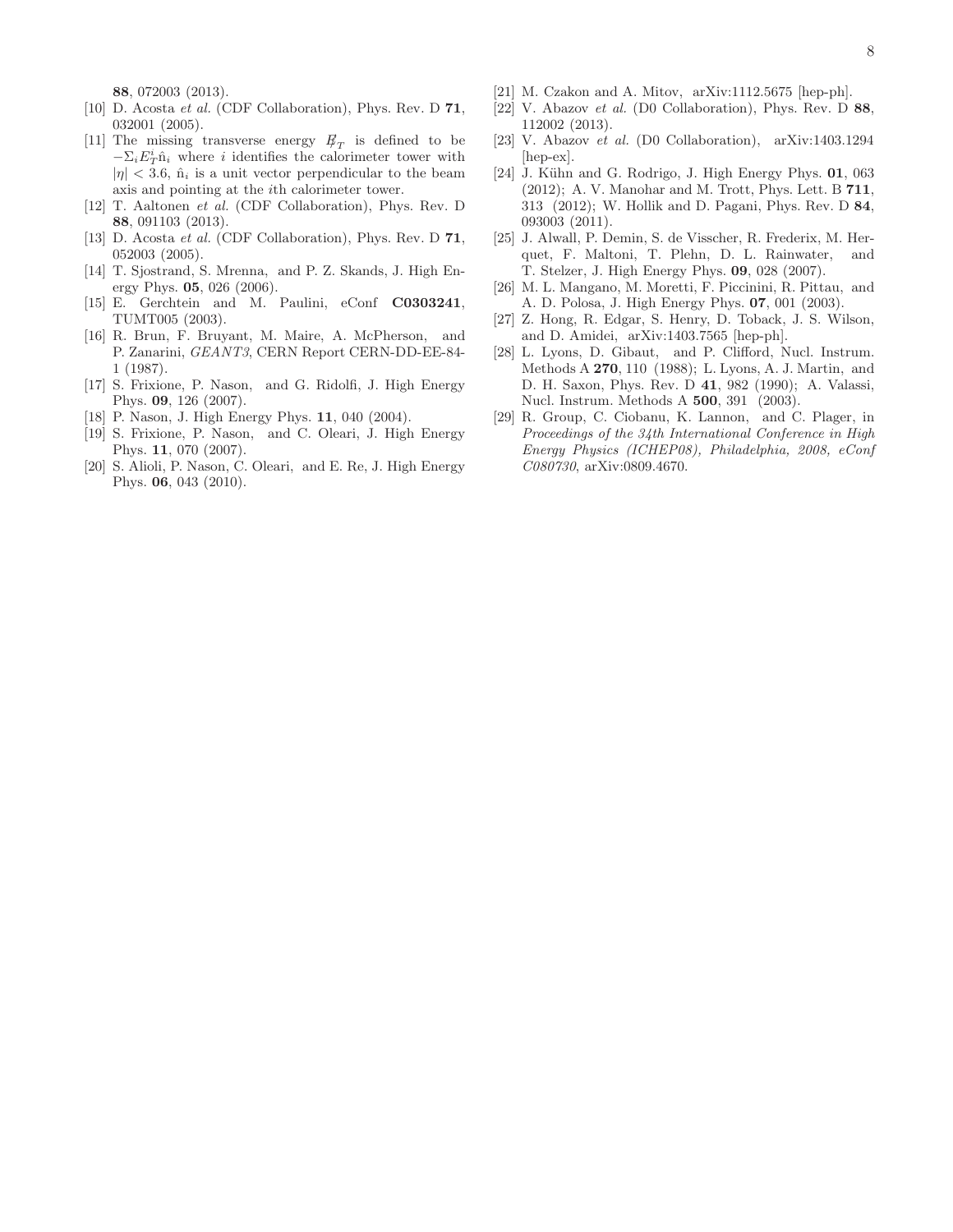88, 072003 (2013).

[10] D. Acosta *et al.* (CDF Collaboration), Phys. Rev. D **71**, 032001 (2005).

[11] The missing transverse energy $\not\!\!E_T$ is defined to be $-\Sigma_i E_T^i \hat{n}_i$ where $i$ identifies the calorimeter tower with $|\eta| < 3.6$, $\hat{n}_i$ is a unit vector perpendicular to the beam axis and pointing at the $i$th calorimeter tower.

[12] T. Aaltonen *et al.* (CDF Collaboration), Phys. Rev. D **88**, 091103 (2013).

[13] D. Acosta *et al.* (CDF Collaboration), Phys. Rev. D **71**, 052003 (2005).

[14] T. Sjostrand, S. Mrenna, and P. Z. Skands, J. High Energy Phys. **05**, 026 (2006).

[15] E. Gerchtein and M. Paulini, eConf **C0303241**, TUMT005 (2003).

[16] R. Brun, F. Bruyant, M. Maire, A. McPherson, and P. Zanarini, *GEANT3*, CERN Report CERN-DD-EE-84-1 (1987).

[17] S. Frixione, P. Nason, and G. Ridolfi, J. High Energy Phys. **09**, 126 (2007).

[18] P. Nason, J. High Energy Phys. **11**, 040 (2004).

[19] S. Frixione, P. Nason, and C. Oleari, J. High Energy Phys. **11**, 070 (2007).

[20] S. Alioli, P. Nason, C. Oleari, and E. Re, J. High Energy Phys. **06**, 043 (2010).

[21] M. Czakon and A. Mitov, arXiv:1112.5675 [hep-ph].

[22] V. Abazov *et al.* (D0 Collaboration), Phys. Rev. D **88**, 112002 (2013).

[23] V. Abazov *et al.* (D0 Collaboration), arXiv:1403.1294 [hep-ex].

[24] J. Kühn and G. Rodrigo, J. High Energy Phys. **01**, 063 (2012); A. V. Manohar and M. Trott, Phys. Lett. B **711**, 313 (2012); W. Hollik and D. Pagani, Phys. Rev. D **84**, 093003 (2011).

[25] J. Alwall, P. Demin, S. de Visscher, R. Frederix, M. Herquet, F. Maltoni, T. Plehn, D. L. Rainwater, and T. Stelzer, J. High Energy Phys. **09**, 028 (2007).

[26] M. L. Mangano, M. Moretti, F. Piccinini, R. Pittau, and A. D. Polosa, J. High Energy Phys. **07**, 001 (2003).

[27] Z. Hong, R. Edgar, S. Henry, D. Toback, J. S. Wilson, and D. Amidei, arXiv:1403.7565 [hep-ph].

[28] L. Lyons, D. Gibaut, and P. Clifford, Nucl. Instrum. Methods A **270**, 110 (1988); L. Lyons, A. J. Martin, and D. H. Saxon, Phys. Rev. D **41**, 982 (1990); A. Valassi, Nucl. Instrum. Methods A **500**, 391 (2003).

[29] R. Group, C. Ciobanu, K. Lannon, and C. Plager, in *Proceedings of the 34th International Conference in High Energy Physics (ICHEP08), Philadelphia, 2008, eConf C080730*, arXiv:0809.4670.